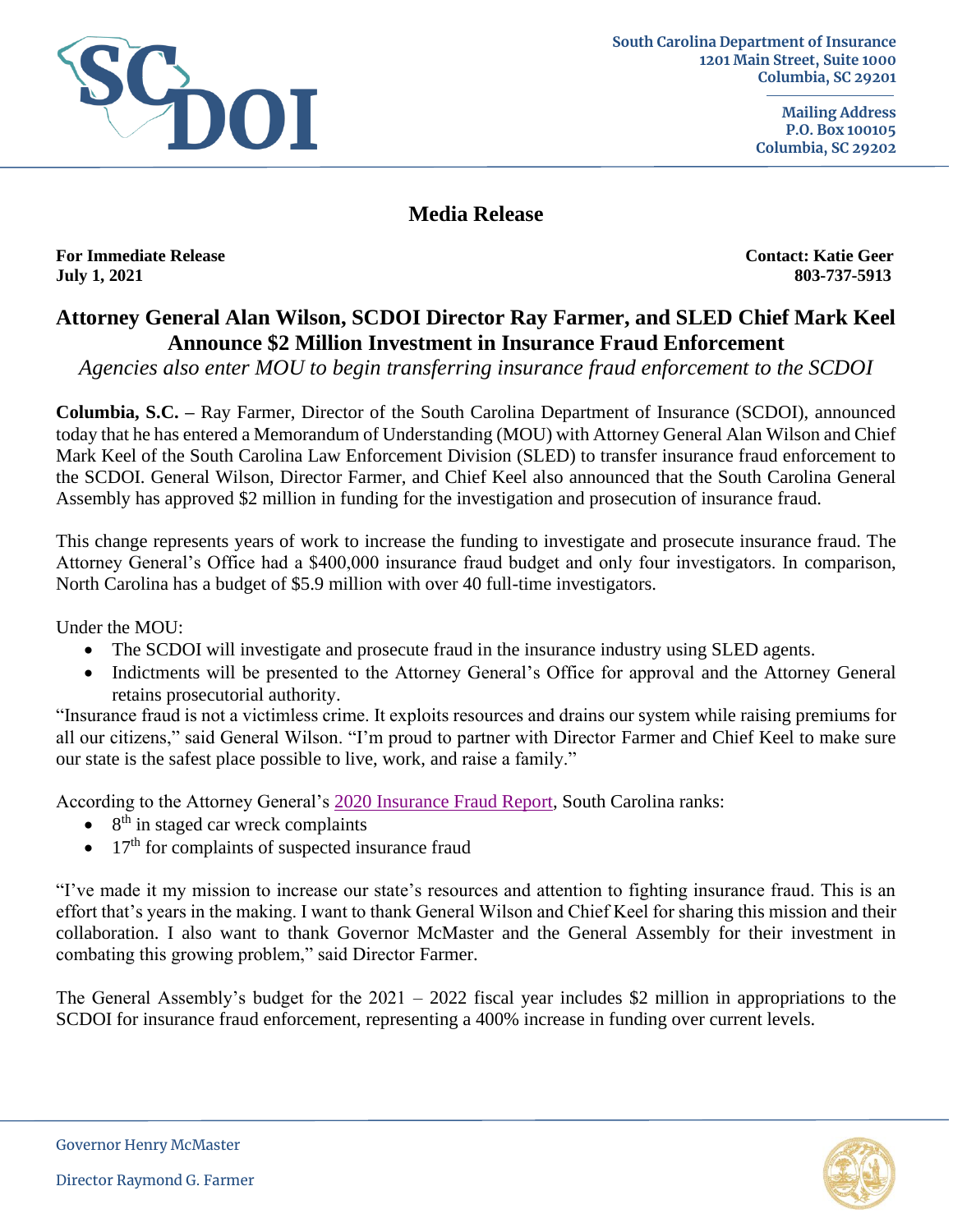South Carolina Department of Insurance
1201 Main Street, Suite 1000
Columbia, SC 29201

Mailing Address
P.O. Box 100105
Columbia, SC 29202

## Media Release

**For Immediate Release**
**July 1, 2021**

**Contact: Katie Geer**
**803-737-5913**

# Attorney General Alan Wilson, SCDOI Director Ray Farmer, and SLED Chief Mark Keel Announce $2 Million Investment in Insurance Fraud Enforcement

*Agencies also enter MOU to begin transferring insurance fraud enforcement to the SCDOI*

**Columbia, S.C. –** Ray Farmer, Director of the South Carolina Department of Insurance (SCDOI), announced today that he has entered a Memorandum of Understanding (MOU) with Attorney General Alan Wilson and Chief Mark Keel of the South Carolina Law Enforcement Division (SLED) to transfer insurance fraud enforcement to the SCDOI. General Wilson, Director Farmer, and Chief Keel also announced that the South Carolina General Assembly has approved $2 million in funding for the investigation and prosecution of insurance fraud.

This change represents years of work to increase the funding to investigate and prosecute insurance fraud. The Attorney General's Office had a $400,000 insurance fraud budget and only four investigators. In comparison, North Carolina has a budget of $5.9 million with over 40 full-time investigators.

Under the MOU:

- The SCDOI will investigate and prosecute fraud in the insurance industry using SLED agents.
- Indictments will be presented to the Attorney General's Office for approval and the Attorney General retains prosecutorial authority.

"Insurance fraud is not a victimless crime. It exploits resources and drains our system while raising premiums for all our citizens," said General Wilson. "I'm proud to partner with Director Farmer and Chief Keel to make sure our state is the safest place possible to live, work, and raise a family."

According to the Attorney General's 2020 Insurance Fraud Report, South Carolina ranks:

- 8th in staged car wreck complaints
- 17th for complaints of suspected insurance fraud

"I've made it my mission to increase our state's resources and attention to fighting insurance fraud. This is an effort that's years in the making. I want to thank General Wilson and Chief Keel for sharing this mission and their collaboration. I also want to thank Governor McMaster and the General Assembly for their investment in combating this growing problem," said Director Farmer.

The General Assembly's budget for the 2021 – 2022 fiscal year includes $2 million in appropriations to the SCDOI for insurance fraud enforcement, representing a 400% increase in funding over current levels.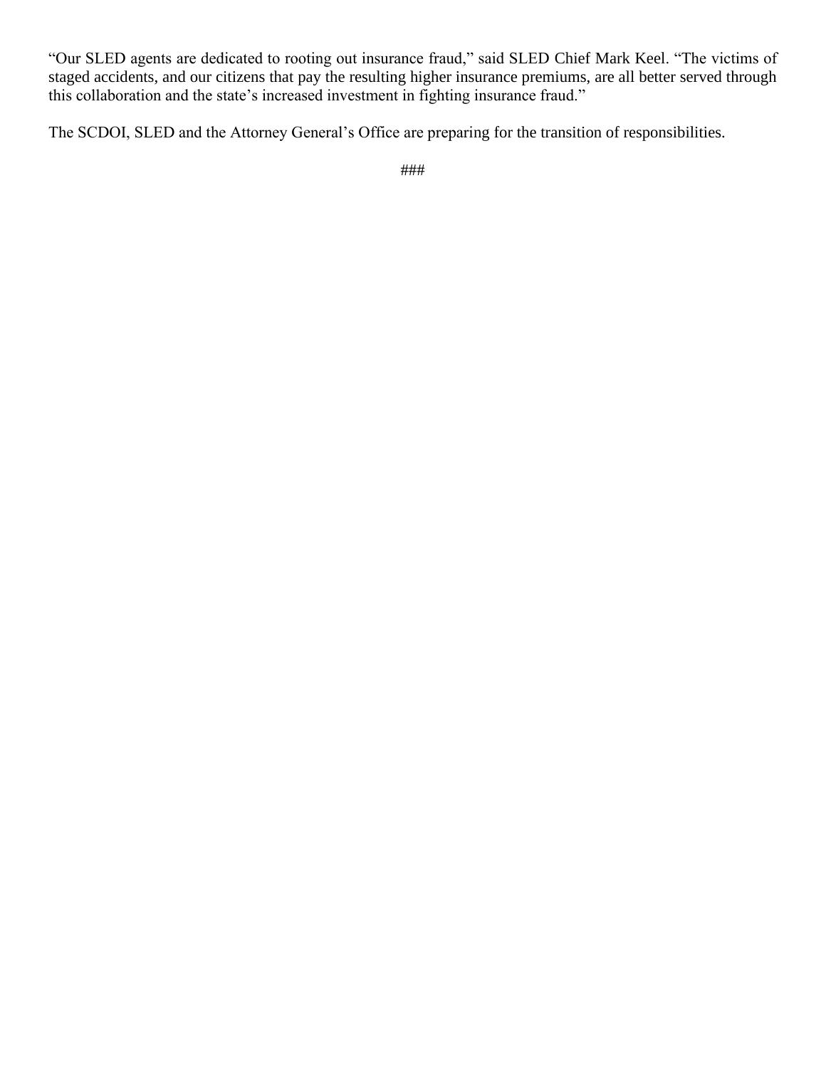"Our SLED agents are dedicated to rooting out insurance fraud," said SLED Chief Mark Keel. "The victims of staged accidents, and our citizens that pay the resulting higher insurance premiums, are all better served through this collaboration and the state's increased investment in fighting insurance fraud."

The SCDOI, SLED and the Attorney General's Office are preparing for the transition of responsibilities.

###